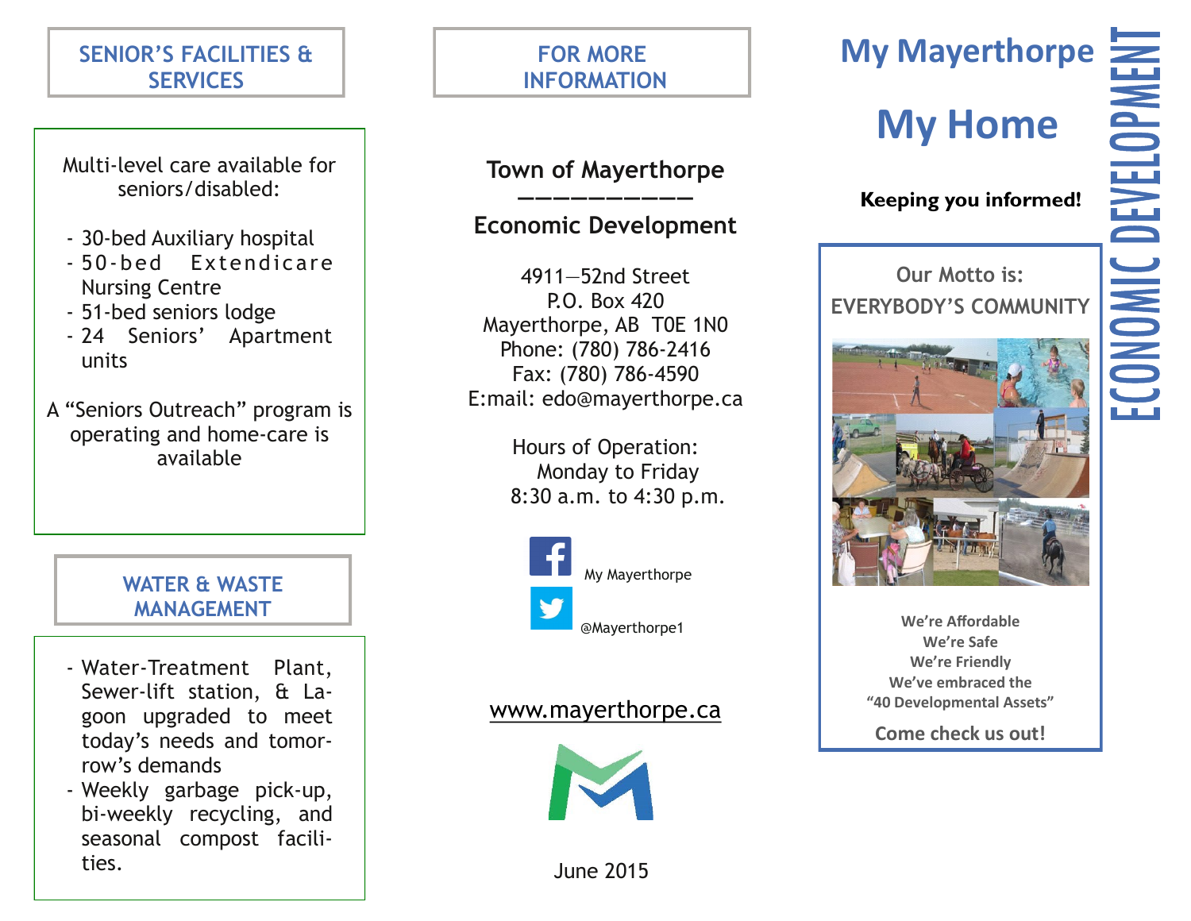## SENIOR'S FACILITIES & SERVICES

Multi-level care available for seniors/disabled:

- 30-bed Auxiliary hospital
- 50-bed Extendicare Nursing Centre
- 51-bed seniors lodge
- 24 Seniors' Apartment units

A "Seniors Outreach" program is operating and home-care is available

## WATER & WASTE MANAGEMENT

- Water-Treatment Plant, Sewer-lift station, & Lagoon upgraded to meet today's needs and tomorrow's demands
- Weekly garbage pick-up, bi-weekly recycling, and seasonal compost facilities.

## FOR MORE INFORMATION

**Town of Mayerthorpe**

**——————————**

**Economic Development**

4911—52nd Street
P.O. Box 420
Mayerthorpe, AB T0E 1N0
Phone: (780) 786-2416
Fax: (780) 786-4590
E:mail: edo@mayerthorpe.ca

Hours of Operation:
Monday to Friday
8:30 a.m. to 4:30 p.m.

My Mayerthorpe

@Mayerthorpe1

www.mayerthorpe.ca

June 2015

# My Mayerthorpe

# My Home

**Keeping you informed!**

ECONOMIC DEVELOPMENT

Our Motto is:
EVERYBODY'S COMMUNITY

**We're Affordable**
**We're Safe**
**We're Friendly**
**We've embraced the "40 Developmental Assets"**

**Come check us out!**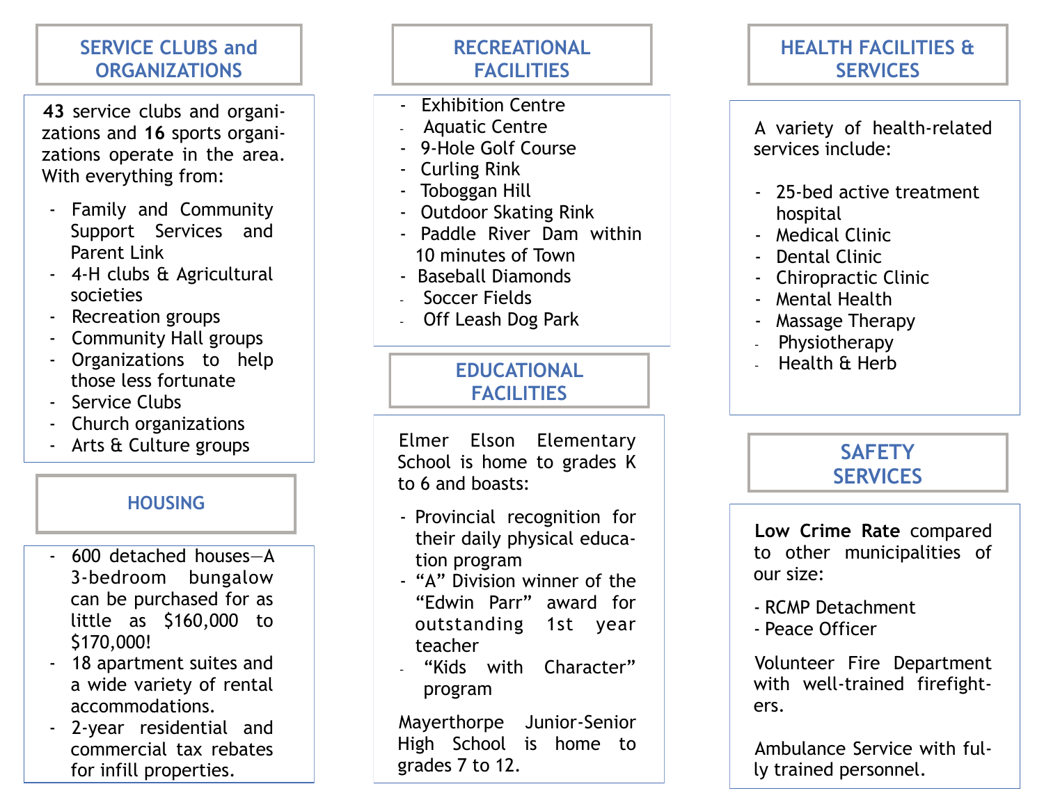## SERVICE CLUBS and ORGANIZATIONS

**43** service clubs and organizations and **16** sports organizations operate in the area. With everything from:

- Family and Community Support Services and Parent Link
- 4-H clubs & Agricultural societies
- Recreation groups
- Community Hall groups
- Organizations to help those less fortunate
- Service Clubs
- Church organizations
- Arts & Culture groups

## HOUSING

- 600 detached houses—A 3-bedroom bungalow can be purchased for as little as $160,000 to $170,000!
- 18 apartment suites and a wide variety of rental accommodations.
- 2-year residential and commercial tax rebates for infill properties.

## RECREATIONAL FACILITIES

- Exhibition Centre
- Aquatic Centre
- 9-Hole Golf Course
- Curling Rink
- Toboggan Hill
- Outdoor Skating Rink
- Paddle River Dam within 10 minutes of Town
- Baseball Diamonds
- Soccer Fields
- Off Leash Dog Park

## EDUCATIONAL FACILITIES

Elmer Elson Elementary School is home to grades K to 6 and boasts:

- Provincial recognition for their daily physical education program
- “A” Division winner of the “Edwin Parr” award for outstanding 1st year teacher
- “Kids with Character” program

Mayerthorpe Junior-Senior High School is home to grades 7 to 12.

## HEALTH FACILITIES & SERVICES

A variety of health-related services include:

- 25-bed active treatment hospital
- Medical Clinic
- Dental Clinic
- Chiropractic Clinic
- Mental Health
- Massage Therapy
- Physiotherapy
- Health & Herb

## SAFETY SERVICES

**Low Crime Rate** compared to other municipalities of our size:

- RCMP Detachment
- Peace Officer

Volunteer Fire Department with well-trained firefighters.

Ambulance Service with fully trained personnel.